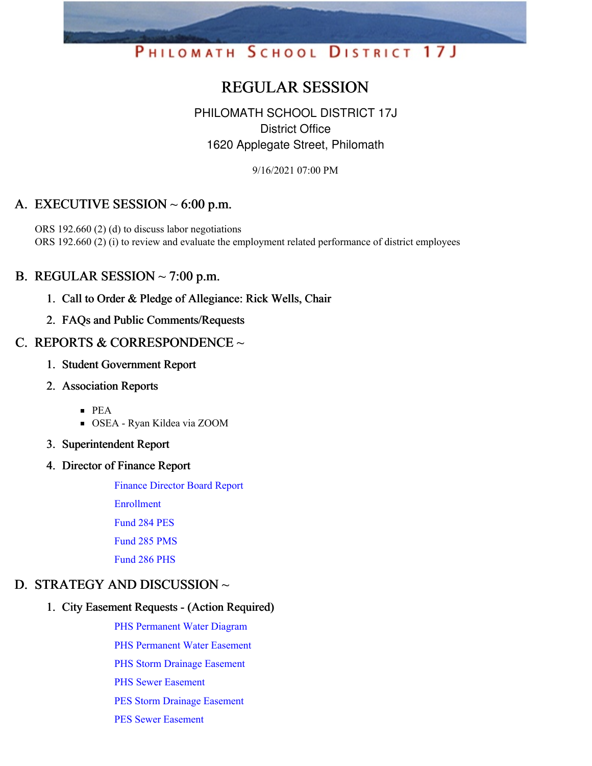PHILOMATH SCHOOL DISTRICT 17J

# REGULAR SESSION

PHILOMATH SCHOOL DISTRICT 17J
District Office
1620 Applegate Street, Philomath

9/16/2021 07:00 PM

## A. EXECUTIVE SESSION ~ 6:00 p.m.

ORS 192.660 (2) (d) to discuss labor negotiations
ORS 192.660 (2) (i) to review and evaluate the employment related performance of district employees

## B. REGULAR SESSION ~ 7:00 p.m.

1. **Call to Order & Pledge of Allegiance: Rick Wells, Chair**
2. **FAQs and Public Comments/Requests**

## C. REPORTS & CORRESPONDENCE ~

1. **Student Government Report**
2. **Association Reports**
   - PEA
   - OSEA - Ryan Kildea via ZOOM
3. **Superintendent Report**
4. **Director of Finance Report**

   Finance Director Board Report

   Enrollment

   Fund 284 PES

   Fund 285 PMS

   Fund 286 PHS

## D. STRATEGY AND DISCUSSION ~

1. **City Easement Requests - (Action Required)**

   PHS Permanent Water Diagram

   PHS Permanent Water Easement

   PHS Storm Drainage Easement

   PHS Sewer Easement

   PES Storm Drainage Easement

   PES Sewer Easement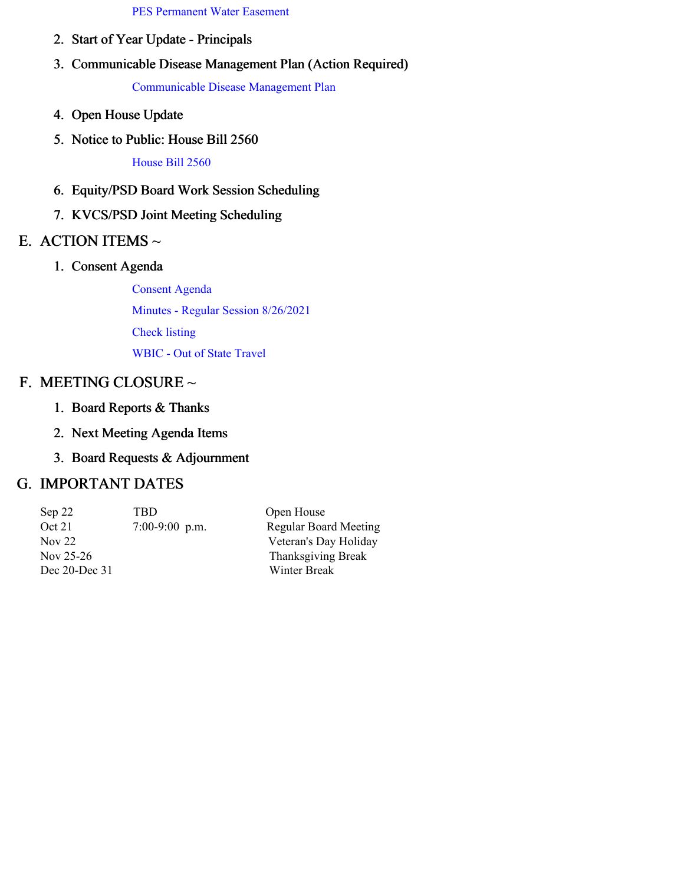PES Permanent Water Easement

2. Start of Year Update - Principals
3. Communicable Disease Management Plan (Action Required)

    Communicable Disease Management Plan

4. Open House Update
5. Notice to Public: House Bill 2560

    House Bill 2560

6. Equity/PSD Board Work Session Scheduling
7. KVCS/PSD Joint Meeting Scheduling

## E. ACTION ITEMS ~

1. Consent Agenda

    Consent Agenda

    Minutes - Regular Session 8/26/2021

    Check listing

    WBIC - Out of State Travel

## F. MEETING CLOSURE ~

1. Board Reports & Thanks
2. Next Meeting Agenda Items
3. Board Requests & Adjournment

## G. IMPORTANT DATES

| | | |
|---|---|---|
| Sep 22 | TBD | Open House |
| Oct 21 | 7:00-9:00 p.m. | Regular Board Meeting |
| Nov 22 | | Veteran's Day Holiday |
| Nov 25-26 | | Thanksgiving Break |
| Dec 20-Dec 31 | | Winter Break |